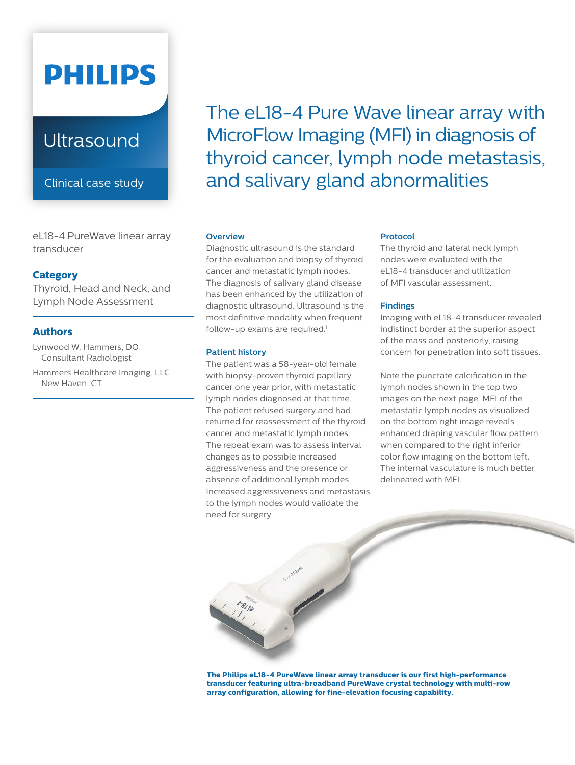PHILIPS

Ultrasound

Clinical case study

# The eL18-4 Pure Wave linear array with MicroFlow Imaging (MFI) in diagnosis of thyroid cancer, lymph node metastasis, and salivary gland abnormalities

eL18-4 PureWave linear array transducer

### Category

Thyroid, Head and Neck, and Lymph Node Assessment

### Authors

Lynwood W. Hammers, DO
Consultant Radiologist

Hammers Healthcare Imaging, LLC
New Haven, CT

### Overview

Diagnostic ultrasound is the standard for the evaluation and biopsy of thyroid cancer and metastatic lymph nodes. The diagnosis of salivary gland disease has been enhanced by the utilization of diagnostic ultrasound. Ultrasound is the most definitive modality when frequent follow-up exams are required.[1]

### Patient history

The patient was a 58-year-old female with biopsy-proven thyroid papillary cancer one year prior, with metastatic lymph nodes diagnosed at that time. The patient refused surgery and had returned for reassessment of the thyroid cancer and metastatic lymph nodes. The repeat exam was to assess interval changes as to possible increased aggressiveness and the presence or absence of additional lymph modes. Increased aggressiveness and metastasis to the lymph nodes would validate the need for surgery.

### Protocol

The thyroid and lateral neck lymph nodes were evaluated with the eL18-4 transducer and utilization of MFI vascular assessment.

### Findings

Imaging with eL18-4 transducer revealed indistinct border at the superior aspect of the mass and posteriorly, raising concern for penetration into soft tissues.

Note the punctate calcification in the lymph nodes shown in the top two images on the next page. MFI of the metastatic lymph nodes as visualized on the bottom right image reveals enhanced draping vascular flow pattern when compared to the right inferior color flow imaging on the bottom left. The internal vasculature is much better delineated with MFI.

**The Philips eL18-4 PureWave linear array transducer is our first high-performance transducer featuring ultra-broadband PureWave crystal technology with multi-row array configuration, allowing for fine-elevation focusing capability.**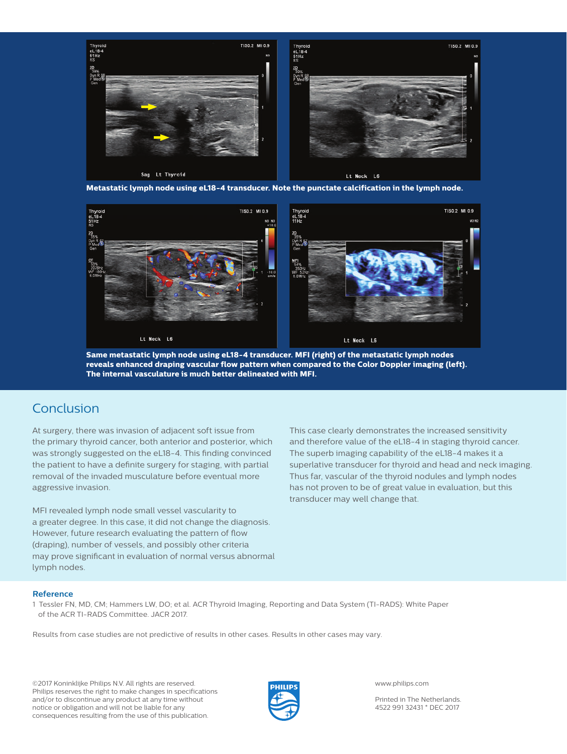Metastatic lymph node using eL18-4 transducer. Note the punctate calcification in the lymph node.

Same metastatic lymph node using eL18-4 transducer. MFI (right) of the metastatic lymph nodes reveals enhanced draping vascular flow pattern when compared to the Color Doppler imaging (left). The internal vasculature is much better delineated with MFI.

## Conclusion

At surgery, there was invasion of adjacent soft issue from the primary thyroid cancer, both anterior and posterior, which was strongly suggested on the eL18-4. This finding convinced the patient to have a definite surgery for staging, with partial removal of the invaded musculature before eventual more aggressive invasion.

MFI revealed lymph node small vessel vascularity to a greater degree. In this case, it did not change the diagnosis. However, future research evaluating the pattern of flow (draping), number of vessels, and possibly other criteria may prove significant in evaluation of normal versus abnormal lymph nodes.

This case clearly demonstrates the increased sensitivity and therefore value of the eL18-4 in staging thyroid cancer. The superb imaging capability of the eL18-4 makes it a superlative transducer for thyroid and head and neck imaging. Thus far, vascular of the thyroid nodules and lymph nodes has not proven to be of great value in evaluation, but this transducer may well change that.

### Reference

1 Tessler FN, MD, CM; Hammers LW, DO; et al. ACR Thyroid Imaging, Reporting and Data System (TI-RADS): White Paper of the ACR TI-RADS Committee. JACR 2017.

Results from case studies are not predictive of results in other cases. Results in other cases may vary.

©2017 Koninklijke Philips N.V. All rights are reserved. Philips reserves the right to make changes in specifications and/or to discontinue any product at any time without notice or obligation and will not be liable for any consequences resulting from the use of this publication.

www.philips.com

Printed in The Netherlands.
4522 991 32431 * DEC 2017